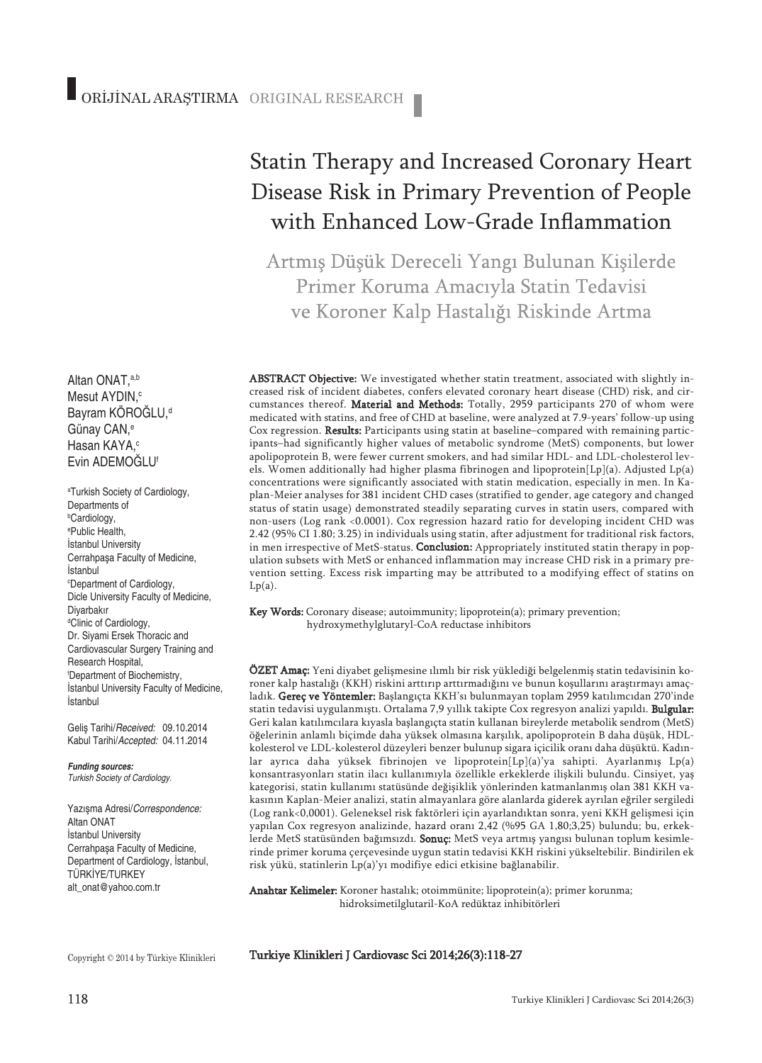ORİJİNAL ARAŞTIRMA ORIGINAL RESEARCH

# Statin Therapy and Increased Coronary Heart Disease Risk in Primary Prevention of People with Enhanced Low-Grade Inflammation

## Artmış Düşük Dereceli Yangı Bulunan Kişilerde Primer Koruma Amacıyla Statin Tedavisi ve Koroner Kalp Hastalığı Riskinde Artma

Altan ONAT,[a,b]
Mesut AYDIN,[c]
Bayram KÖROĞLU,[d]
Günay CAN,[e]
Hasan KAYA,[c]
Evin ADEMOĞLU[f]

[a]Turkish Society of Cardiology,
Departments of
[b]Cardiology,
[e]Public Health,
İstanbul University
Cerrahpaşa Faculty of Medicine,
İstanbul
[c]Department of Cardiology,
Dicle University Faculty of Medicine,
Diyarbakır
[d]Clinic of Cardiology,
Dr. Siyami Ersek Thoracic and
Cardiovascular Surgery Training and
Research Hospital,
[f]Department of Biochemistry,
İstanbul University Faculty of Medicine,
İstanbul

Geliş Tarihi/*Received:* 09.10.2014
Kabul Tarihi/*Accepted:* 04.11.2014

***Funding sources:***
*Turkish Society of Cardiology.*

Yazışma Adresi/*Correspondence:*
Altan ONAT
İstanbul University
Cerrahpaşa Faculty of Medicine,
Department of Cardiology, İstanbul,
TÜRKİYE/TURKEY
alt_onat@yahoo.com.tr

**ABSTRACT Objective:** We investigated whether statin treatment, associated with slightly increased risk of incident diabetes, confers elevated coronary heart disease (CHD) risk, and circumstances thereof. **Material and Methods:** Totally, 2959 participants 270 of whom were medicated with statins, and free of CHD at baseline, were analyzed at 7.9-years' follow-up using Cox regression. **Results:** Participants using statin at baseline–compared with remaining participants–had significantly higher values of metabolic syndrome (MetS) components, but lower apolipoprotein B, were fewer current smokers, and had similar HDL- and LDL-cholesterol levels. Women additionally had higher plasma fibrinogen and lipoprotein[Lp](a). Adjusted Lp(a) concentrations were significantly associated with statin medication, especially in men. In Kaplan-Meier analyses for 381 incident CHD cases (stratified to gender, age category and changed status of statin usage) demonstrated steadily separating curves in statin users, compared with non-users (Log rank <0.0001). Cox regression hazard ratio for developing incident CHD was 2.42 (95% CI 1.80; 3.25) in individuals using statin, after adjustment for traditional risk factors, in men irrespective of MetS-status. **Conclusion:** Appropriately instituted statin therapy in population subsets with MetS or enhanced inflammation may increase CHD risk in a primary prevention setting. Excess risk imparting may be attributed to a modifying effect of statins on Lp(a).

**Key Words:** Coronary disease; autoimmunity; lipoprotein(a); primary prevention; hydroxymethylglutaryl-CoA reductase inhibitors

**ÖZET Amaç:** Yeni diyabet gelişmesine ılımlı bir risk yüklediği belgelenmiş statin tedavisinin koroner kalp hastalığı (KKH) riskini arttırıp arttırmadığını ve bunun koşullarını araştırmayı amaçladık. **Gereç ve Yöntemler:** Başlangıçta KKH'sı bulunmayan toplam 2959 katılımcıdan 270'inde statin tedavisi uygulanmıştı. Ortalama 7,9 yıllık takipte Cox regresyon analizi yapıldı. **Bulgular:** Geri kalan katılımcılara kıyasla başlangıçta statin kullanan bireylerde metabolik sendrom (MetS) öğelerinin anlamlı biçimde daha yüksek olmasına karşılık, apolipoprotein B daha düşük, HDL-kolesterol ve LDL-kolesterol düzeyleri benzer bulunup sigara içicilik oranı daha düşüktü. Kadınlar ayrıca daha yüksek fibrinojen ve lipoprotein[Lp](a)'ya sahipti. Ayarlanmış Lp(a) konsantrasyonları statin ilacı kullanımıyla özellikle erkeklerde ilişkili bulundu. Cinsiyet, yaş kategorisi, statin kullanımı statüsünde değişiklik yönlerinden katmanlanmış olan 381 KKH vakasının Kaplan-Meier analizi, statin almayanlara göre alanlarda giderek ayrılan eğriler sergiledi (Log rank<0,0001). Geleneksel risk faktörleri için ayarlandıktan sonra, yeni KKH gelişmesi için yapılan Cox regresyon analizinde, hazard oranı 2,42 (%95 GA 1,80;3,25) bulundu; bu, erkeklerde MetS statüsünden bağımsızdı. **Sonuç:** MetS veya artmış yangısı bulunan toplum kesimlerinde primer koruma çerçevesinde uygun statin tedavisi KKH riskini yükseltebilir. Bindirilen ek risk yükü, statinlerin Lp(a)'yı modifiye edici etkisine bağlanabilir.

**Anahtar Kelimeler:** Koroner hastalık; otoimmünite; lipoprotein(a); primer korunma; hidroksimetilglutaril-KoA redüktaz inhibitörleri

Copyright © 2014 by Türkiye Klinikleri

**Turkiye Klinikleri J Cardiovasc Sci 2014;26(3):118-27**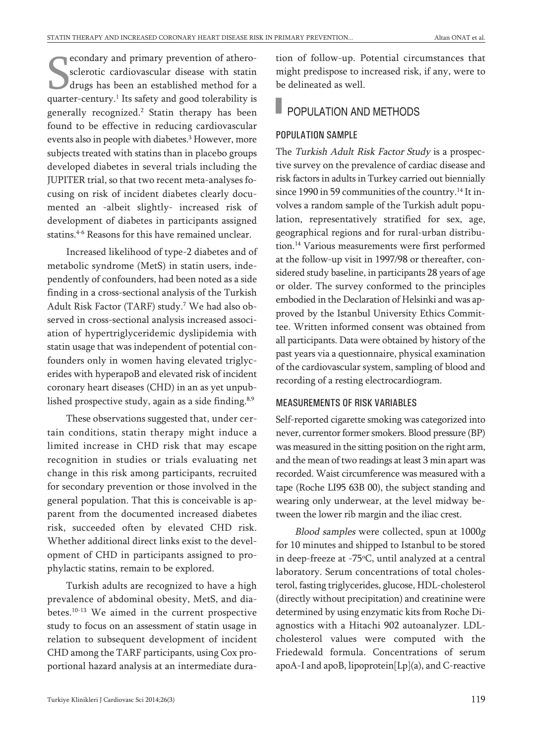Secondary and primary prevention of atherosclerotic cardiovascular disease with statin drugs has been an established method for a quarter-century.[1] Its safety and good tolerability is generally recognized.[2] Statin therapy has been found to be effective in reducing cardiovascular events also in people with diabetes.[3] However, more subjects treated with statins than in placebo groups developed diabetes in several trials including the JUPITER trial, so that two recent meta-analyses focusing on risk of incident diabetes clearly documented an -albeit slightly- increased risk of development of diabetes in participants assigned statins.[4-6] Reasons for this have remained unclear.

Increased likelihood of type-2 diabetes and of metabolic syndrome (MetS) in statin users, independently of confounders, had been noted as a side finding in a cross-sectional analysis of the Turkish Adult Risk Factor (TARF) study.[7] We had also observed in cross-sectional analysis increased association of hypertriglyceridemic dyslipidemia with statin usage that was independent of potential confounders only in women having elevated triglycerides with hyperapoB and elevated risk of incident coronary heart diseases (CHD) in an as yet unpublished prospective study, again as a side finding.[8,9]

These observations suggested that, under certain conditions, statin therapy might induce a limited increase in CHD risk that may escape recognition in studies or trials evaluating net change in this risk among participants, recruited for secondary prevention or those involved in the general population. That this is conceivable is apparent from the documented increased diabetes risk, succeeded often by elevated CHD risk. Whether additional direct links exist to the development of CHD in participants assigned to prophylactic statins, remain to be explored.

Turkish adults are recognized to have a high prevalence of abdominal obesity, MetS, and diabetes.[10-13] We aimed in the current prospective study to focus on an assessment of statin usage in relation to subsequent development of incident CHD among the TARF participants, using Cox proportional hazard analysis at an intermediate duration of follow-up. Potential circumstances that might predispose to increased risk, if any, were to be delineated as well.

## POPULATION AND METHODS

### POPULATION SAMPLE

The *Turkish Adult Risk Factor Study* is a prospective survey on the prevalence of cardiac disease and risk factors in adults in Turkey carried out biennially since 1990 in 59 communities of the country.[14] It involves a random sample of the Turkish adult population, representatively stratified for sex, age, geographical regions and for rural-urban distribution.[14] Various measurements were first performed at the follow-up visit in 1997/98 or thereafter, considered study baseline, in participants 28 years of age or older. The survey conformed to the principles embodied in the Declaration of Helsinki and was approved by the Istanbul University Ethics Committee. Written informed consent was obtained from all participants. Data were obtained by history of the past years via a questionnaire, physical examination of the cardiovascular system, sampling of blood and recording of a resting electrocardiogram.

### MEASUREMENTS OF RISK VARIABLES

Self-reported cigarette smoking was categorized into never, currentor former smokers. Blood pressure (BP) was measured in the sitting position on the right arm, and the mean of two readings at least 3 min apart was recorded. Waist circumference was measured with a tape (Roche LI95 63B 00), the subject standing and wearing only underwear, at the level midway between the lower rib margin and the iliac crest.

*Blood samples* were collected, spun at 1000*g* for 10 minutes and shipped to Istanbul to be stored in deep-freeze at -75°C, until analyzed at a central laboratory. Serum concentrations of total cholesterol, fasting triglycerides, glucose, HDL-cholesterol (directly without precipitation) and creatinine were determined by using enzymatic kits from Roche Diagnostics with a Hitachi 902 autoanalyzer. LDL-cholesterol values were computed with the Friedewald formula. Concentrations of serum apoA-I and apoB, lipoprotein[Lp](a), and C-reactive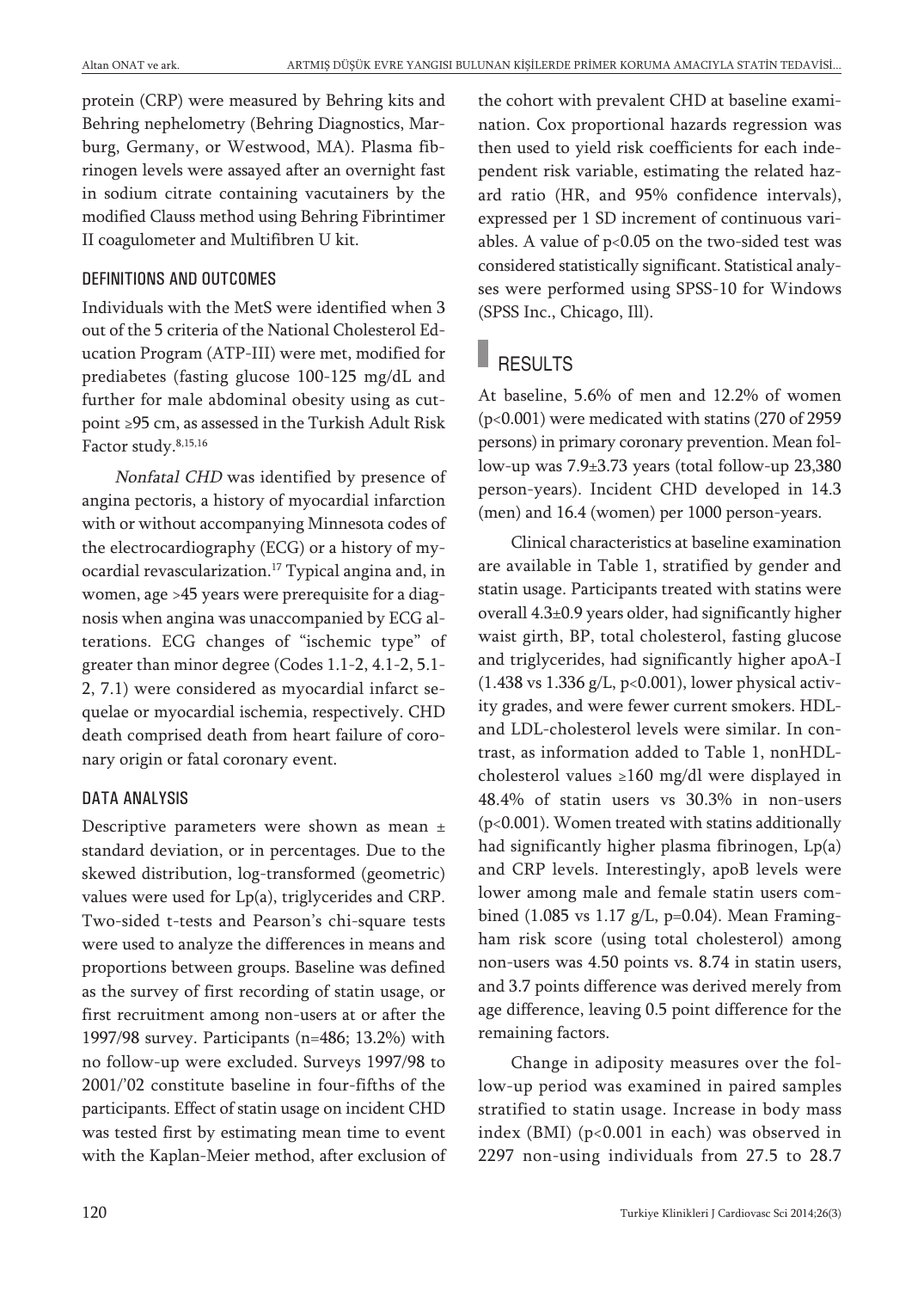protein (CRP) were measured by Behring kits and Behring nephelometry (Behring Diagnostics, Marburg, Germany, or Westwood, MA). Plasma fibrinogen levels were assayed after an overnight fast in sodium citrate containing vacutainers by the modified Clauss method using Behring Fibrintimer II coagulometer and Multifibren U kit.

### DEFINITIONS AND OUTCOMES

Individuals with the MetS were identified when 3 out of the 5 criteria of the National Cholesterol Education Program (ATP-III) were met, modified for prediabetes (fasting glucose 100-125 mg/dL and further for male abdominal obesity using as cutpoint ≥95 cm, as assessed in the Turkish Adult Risk Factor study.[8,15,16]

*Nonfatal CHD* was identified by presence of angina pectoris, a history of myocardial infarction with or without accompanying Minnesota codes of the electrocardiography (ECG) or a history of myocardial revascularization.[17] Typical angina and, in women, age >45 years were prerequisite for a diagnosis when angina was unaccompanied by ECG alterations. ECG changes of "ischemic type" of greater than minor degree (Codes 1.1-2, 4.1-2, 5.1-2, 7.1) were considered as myocardial infarct sequelae or myocardial ischemia, respectively. CHD death comprised death from heart failure of coronary origin or fatal coronary event.

### DATA ANALYSIS

Descriptive parameters were shown as mean ± standard deviation, or in percentages. Due to the skewed distribution, log-transformed (geometric) values were used for Lp(a), triglycerides and CRP. Two-sided t-tests and Pearson's chi-square tests were used to analyze the differences in means and proportions between groups. Baseline was defined as the survey of first recording of statin usage, or first recruitment among non-users at or after the 1997/98 survey. Participants (n=486; 13.2%) with no follow-up were excluded. Surveys 1997/98 to 2001/'02 constitute baseline in four-fifths of the participants. Effect of statin usage on incident CHD was tested first by estimating mean time to event with the Kaplan-Meier method, after exclusion of the cohort with prevalent CHD at baseline examination. Cox proportional hazards regression was then used to yield risk coefficients for each independent risk variable, estimating the related hazard ratio (HR, and 95% confidence intervals), expressed per 1 SD increment of continuous variables. A value of $p<0.05$ on the two-sided test was considered statistically significant. Statistical analyses were performed using SPSS-10 for Windows (SPSS Inc., Chicago, Ill).

## RESULTS

At baseline, 5.6% of men and 12.2% of women ($p<0.001$) were medicated with statins (270 of 2959 persons) in primary coronary prevention. Mean follow-up was 7.9±3.73 years (total follow-up 23,380 person-years). Incident CHD developed in 14.3 (men) and 16.4 (women) per 1000 person-years.

Clinical characteristics at baseline examination are available in Table 1, stratified by gender and statin usage. Participants treated with statins were overall 4.3±0.9 years older, had significantly higher waist girth, BP, total cholesterol, fasting glucose and triglycerides, had significantly higher apoA-I (1.438 vs 1.336 g/L, $p<0.001$), lower physical activity grades, and were fewer current smokers. HDL- and LDL-cholesterol levels were similar. In contrast, as information added to Table 1, nonHDL-cholesterol values ≥160 mg/dl were displayed in 48.4% of statin users vs 30.3% in non-users ($p<0.001$). Women treated with statins additionally had significantly higher plasma fibrinogen, Lp(a) and CRP levels. Interestingly, apoB levels were lower among male and female statin users combined (1.085 vs 1.17 g/L, $p=0.04$). Mean Framingham risk score (using total cholesterol) among non-users was 4.50 points vs. 8.74 in statin users, and 3.7 points difference was derived merely from age difference, leaving 0.5 point difference for the remaining factors.

Change in adiposity measures over the follow-up period was examined in paired samples stratified to statin usage. Increase in body mass index (BMI) ($p<0.001$ in each) was observed in 2297 non-using individuals from 27.5 to 28.7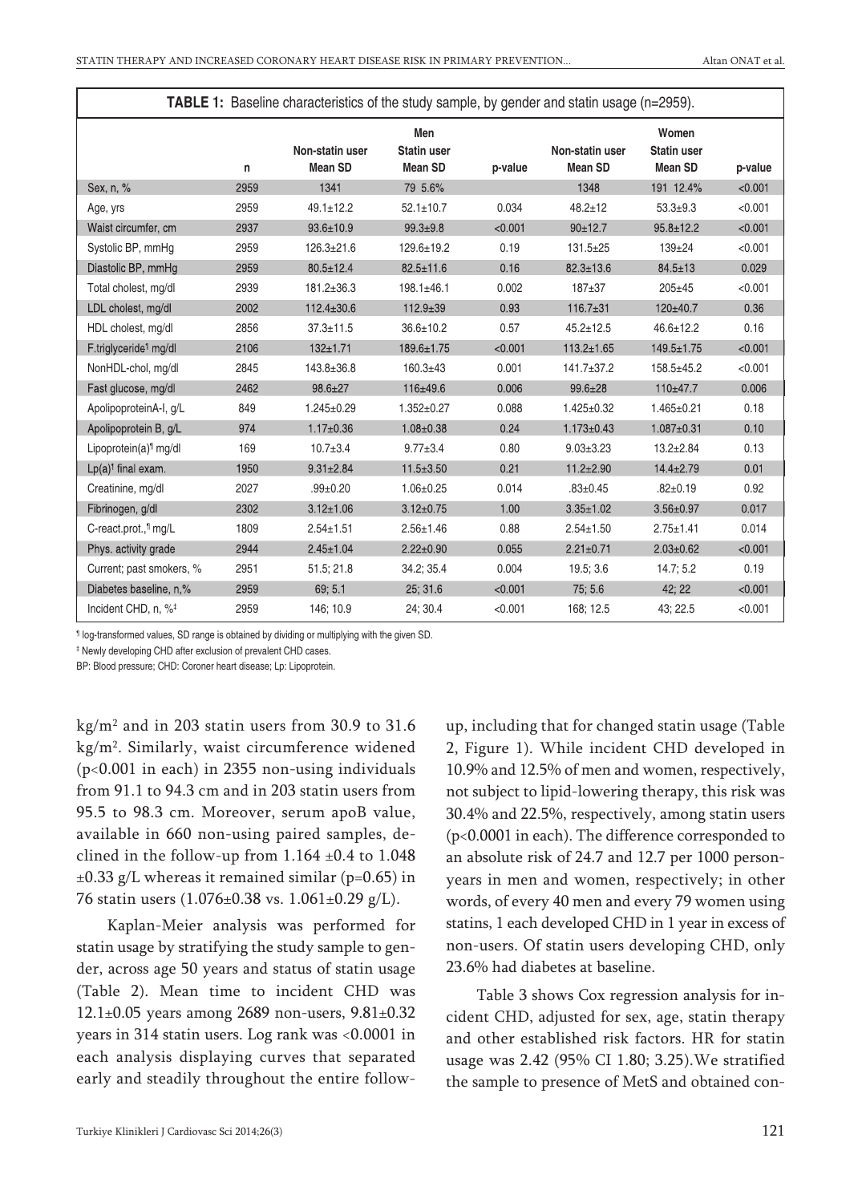**TABLE 1:** Baseline characteristics of the study sample, by gender and statin usage (n=2959).

| | n | Men Non-statin user Mean SD | Men Statin user Mean SD | p-value | Women Non-statin user Mean SD | Women Statin user Mean SD | p-value |
|---|---|---|---|---|---|---|---|
| Sex, n, % | 2959 | 1341 | 79 5.6% | | 1348 | 191 12.4% | <0.001 |
| Age, yrs | 2959 | 49.1±12.2 | 52.1±10.7 | 0.034 | 48.2±12 | 53.3±9.3 | <0.001 |
| Waist circumfer, cm | 2937 | 93.6±10.9 | 99.3±9.8 | <0.001 | 90±12.7 | 95.8±12.2 | <0.001 |
| Systolic BP, mmHg | 2959 | 126.3±21.6 | 129.6±19.2 | 0.19 | 131.5±25 | 139±24 | <0.001 |
| Diastolic BP, mmHg | 2959 | 80.5±12.4 | 82.5±11.6 | 0.16 | 82.3±13.6 | 84.5±13 | 0.029 |
| Total cholest, mg/dl | 2939 | 181.2±36.3 | 198.1±46.1 | 0.002 | 187±37 | 205±45 | <0.001 |
| LDL cholest, mg/dl | 2002 | 112.4±30.6 | 112.9±39 | 0.93 | 116.7±31 | 120±40.7 | 0.36 |
| HDL cholest, mg/dl | 2856 | 37.3±11.5 | 36.6±10.2 | 0.57 | 45.2±12.5 | 46.6±12.2 | 0.16 |
| F.triglyceride¶ mg/dl | 2106 | 132±1.71 | 189.6±1.75 | <0.001 | 113.2±1.65 | 149.5±1.75 | <0.001 |
| NonHDL-chol, mg/dl | 2845 | 143.8±36.8 | 160.3±43 | 0.001 | 141.7±37.2 | 158.5±45.2 | <0.001 |
| Fast glucose, mg/dl | 2462 | 98.6±27 | 116±49.6 | 0.006 | 99.6±28 | 110±47.7 | 0.006 |
| ApolipoproteinA-I, g/L | 849 | 1.245±0.29 | 1.352±0.27 | 0.088 | 1.425±0.32 | 1.465±0.21 | 0.18 |
| Apolipoprotein B, g/L | 974 | 1.17±0.36 | 1.08±0.38 | 0.24 | 1.173±0.43 | 1.087±0.31 | 0.10 |
| Lipoprotein(a)¶ mg/dl | 169 | 10.7±3.4 | 9.77±3.4 | 0.80 | 9.03±3.23 | 13.2±2.84 | 0.13 |
| Lp(a)¶ final exam. | 1950 | 9.31±2.84 | 11.5±3.50 | 0.21 | 11.2±2.90 | 14.4±2.79 | 0.01 |
| Creatinine, mg/dl | 2027 | .99±0.20 | 1.06±0.25 | 0.014 | .83±0.45 | .82±0.19 | 0.92 |
| Fibrinogen, g/dl | 2302 | 3.12±1.06 | 3.12±0.75 | 1.00 | 3.35±1.02 | 3.56±0.97 | 0.017 |
| C-react.prot.,¶ mg/L | 1809 | 2.54±1.51 | 2.56±1.46 | 0.88 | 2.54±1.50 | 2.75±1.41 | 0.014 |
| Phys. activity grade | 2944 | 2.45±1.04 | 2.22±0.90 | 0.055 | 2.21±0.71 | 2.03±0.62 | <0.001 |
| Current; past smokers, % | 2951 | 51.5; 21.8 | 34.2; 35.4 | 0.004 | 19.5; 3.6 | 14.7; 5.2 | 0.19 |
| Diabetes baseline, n,% | 2959 | 69; 5.1 | 25; 31.6 | <0.001 | 75; 5.6 | 42; 22 | <0.001 |
| Incident CHD, n, %‡ | 2959 | 146; 10.9 | 24; 30.4 | <0.001 | 168; 12.5 | 43; 22.5 | <0.001 |

¶ log-transformed values, SD range is obtained by dividing or multiplying with the given SD.

‡ Newly developing CHD after exclusion of prevalent CHD cases.

BP: Blood pressure; CHD: Coroner heart disease; Lp: Lipoprotein.

kg/m$^2$ and in 203 statin users from 30.9 to 31.6 kg/m$^2$. Similarly, waist circumference widened ($p<0.001$ in each) in 2355 non-using individuals from 91.1 to 94.3 cm and in 203 statin users from 95.5 to 98.3 cm. Moreover, serum apoB value, available in 660 non-using paired samples, declined in the follow-up from 1.164 ±0.4 to 1.048 ±0.33 g/L whereas it remained similar ($p=0.65$) in 76 statin users (1.076±0.38 vs. 1.061±0.29 g/L).

Kaplan-Meier analysis was performed for statin usage by stratifying the study sample to gender, across age 50 years and status of statin usage (Table 2). Mean time to incident CHD was 12.1±0.05 years among 2689 non-users, 9.81±0.32 years in 314 statin users. Log rank was <0.0001 in each analysis displaying curves that separated early and steadily throughout the entire follow-up, including that for changed statin usage (Table 2, Figure 1). While incident CHD developed in 10.9% and 12.5% of men and women, respectively, not subject to lipid-lowering therapy, this risk was 30.4% and 22.5%, respectively, among statin users ($p<0.0001$ in each). The difference corresponded to an absolute risk of 24.7 and 12.7 per 1000 person-years in men and women, respectively; in other words, of every 40 men and every 79 women using statins, 1 each developed CHD in 1 year in excess of non-users. Of statin users developing CHD, only 23.6% had diabetes at baseline.

Table 3 shows Cox regression analysis for incident CHD, adjusted for sex, age, statin therapy and other established risk factors. HR for statin usage was 2.42 (95% CI 1.80; 3.25).We stratified the sample to presence of MetS and obtained con-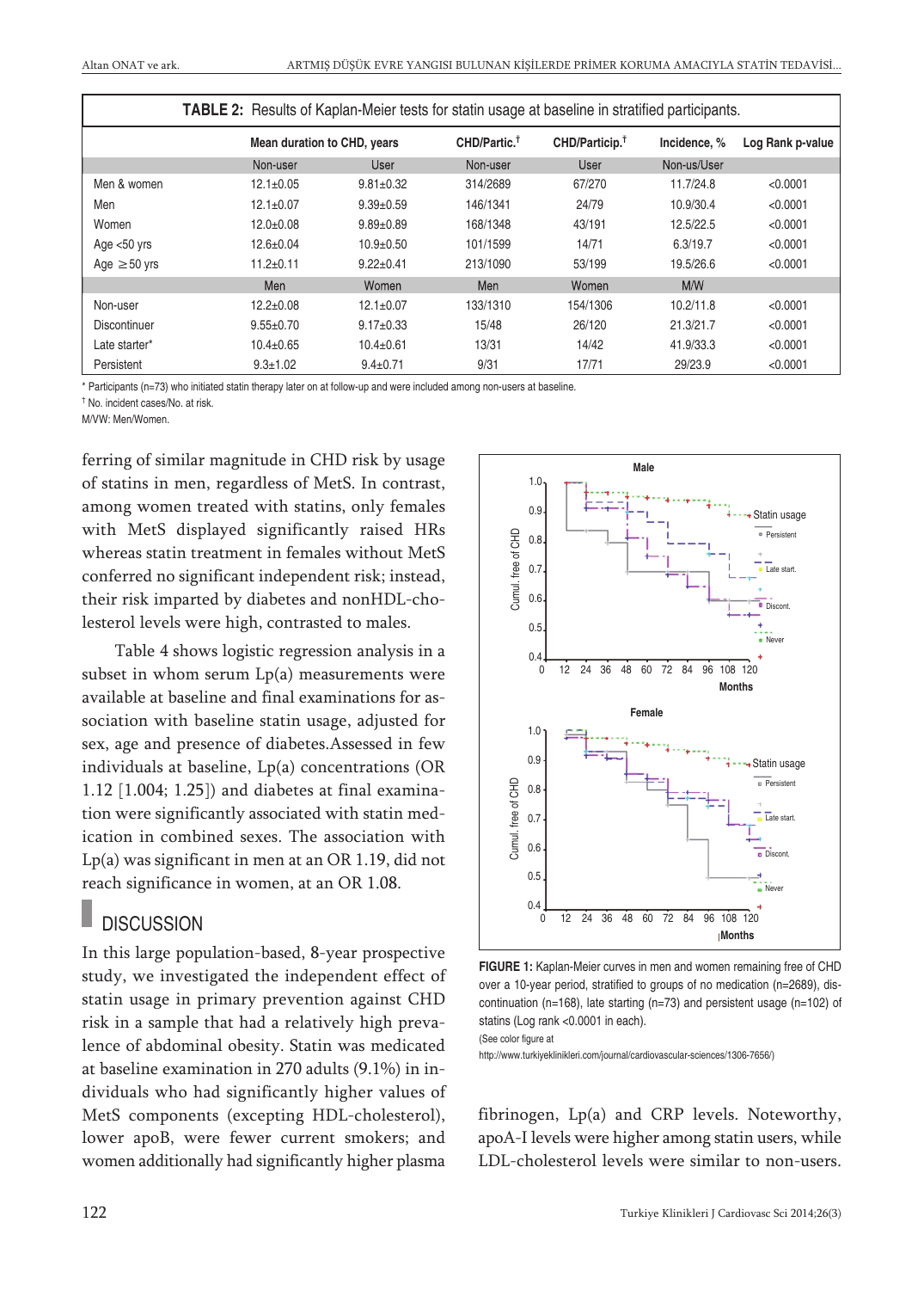**TABLE 2:** Results of Kaplan-Meier tests for statin usage at baseline in stratified participants.

| | Mean duration to CHD, years | | CHD/Partic.† | CHD/Particip.† | Incidence, % | Log Rank p-value |
|---|---|---|---|---|---|---|
| | Non-user | User | Non-user | User | Non-us/User | |
| Men & women | 12.1±0.05 | 9.81±0.32 | 314/2689 | 67/270 | 11.7/24.8 | <0.0001 |
| Men | 12.1±0.07 | 9.39±0.59 | 146/1341 | 24/79 | 10.9/30.4 | <0.0001 |
| Women | 12.0±0.08 | 9.89±0.89 | 168/1348 | 43/191 | 12.5/22.5 | <0.0001 |
| Age <50 yrs | 12.6±0.04 | 10.9±0.50 | 101/1599 | 14/71 | 6.3/19.7 | <0.0001 |
| Age ≥50 yrs | 11.2±0.11 | 9.22±0.41 | 213/1090 | 53/199 | 19.5/26.6 | <0.0001 |
| | Men | Women | Men | Women | M/W | |
| Non-user | 12.2±0.08 | 12.1±0.07 | 133/1310 | 154/1306 | 10.2/11.8 | <0.0001 |
| Discontinuer | 9.55±0.70 | 9.17±0.33 | 15/48 | 26/120 | 21.3/21.7 | <0.0001 |
| Late starter* | 10.4±0.65 | 10.4±0.61 | 13/31 | 14/42 | 41.9/33.3 | <0.0001 |
| Persistent | 9.3±1.02 | 9.4±0.71 | 9/31 | 17/71 | 29/23.9 | <0.0001 |

* Participants (n=73) who initiated statin therapy later on at follow-up and were included among non-users at baseline.
† No. incident cases/No. at risk.
M/VW: Men/Women.

ferring of similar magnitude in CHD risk by usage of statins in men, regardless of MetS. In contrast, among women treated with statins, only females with MetS displayed significantly raised HRs whereas statin treatment in females without MetS conferred no significant independent risk; instead, their risk imparted by diabetes and nonHDL-cholesterol levels were high, contrasted to males.

Table 4 shows logistic regression analysis in a subset in whom serum Lp(a) measurements were available at baseline and final examinations for association with baseline statin usage, adjusted for sex, age and presence of diabetes.Assessed in few individuals at baseline, Lp(a) concentrations (OR 1.12 [1.004; 1.25]) and diabetes at final examination were significantly associated with statin medication in combined sexes. The association with Lp(a) was significant in men at an OR 1.19, did not reach significance in women, at an OR 1.08.

## DISCUSSION

In this large population-based, 8-year prospective study, we investigated the independent effect of statin usage in primary prevention against CHD risk in a sample that had a relatively high prevalence of abdominal obesity. Statin was medicated at baseline examination in 270 adults (9.1%) in individuals who had significantly higher values of MetS components (excepting HDL-cholesterol), lower apoB, were fewer current smokers; and women additionally had significantly higher plasma fibrinogen, Lp(a) and CRP levels. Noteworthy, apoA-I levels were higher among statin users, while LDL-cholesterol levels were similar to non-users.

**FIGURE 1:** Kaplan-Meier curves in men and women remaining free of CHD over a 10-year period, stratified to groups of no medication (n=2689), discontinuation (n=168), late starting (n=73) and persistent usage (n=102) of statins (Log rank <0.0001 in each).
(See color figure at
http://www.turkiyeklinikleri.com/journal/cardiovascular-sciences/1306-7656/)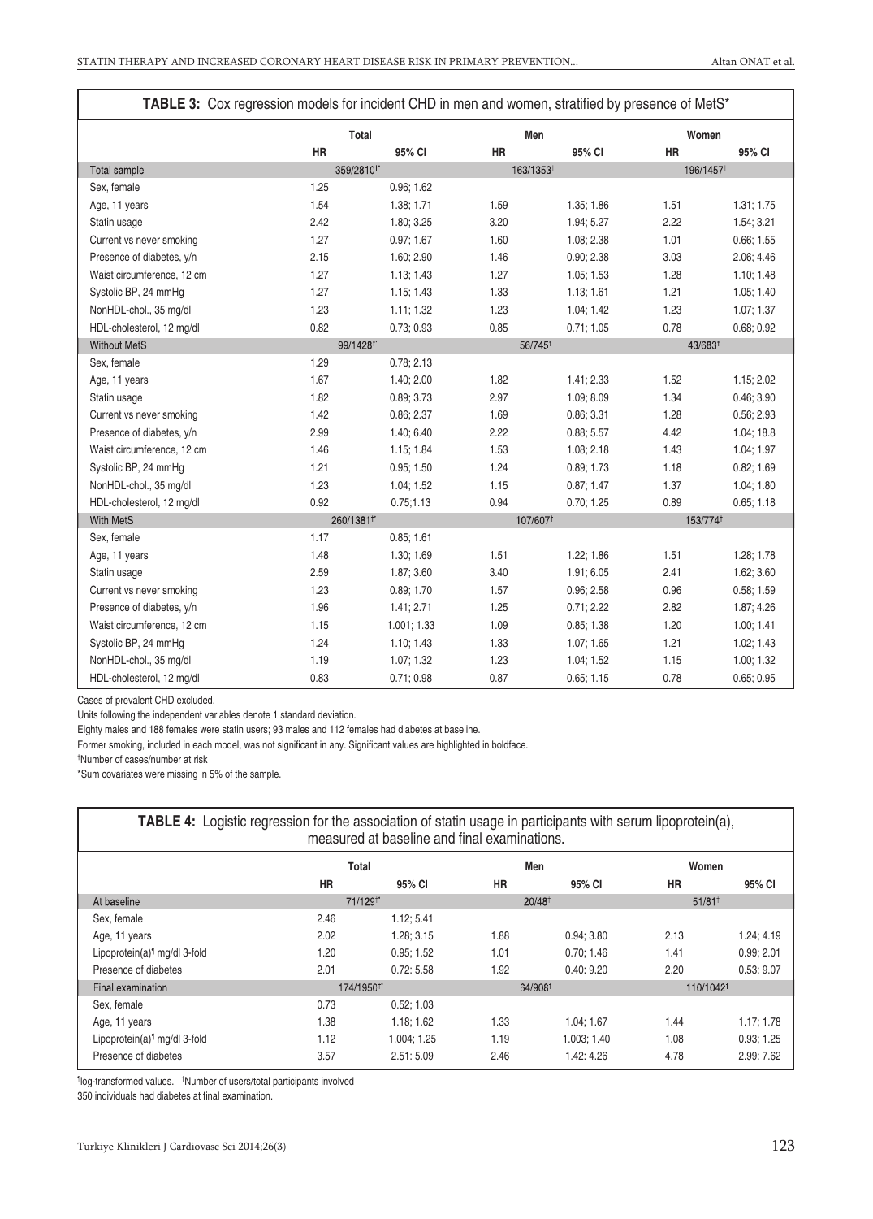**TABLE 3:** Cox regression models for incident CHD in men and women, stratified by presence of MetS*

| | Total | | Men | | Women | |
|---|---|---|---|---|---|---|
| | HR | 95% CI | HR | 95% CI | HR | 95% CI |
| Total sample | 359/2810†* | | 163/1353† | | 196/1457† | |
| Sex, female | 1.25 | 0.96; 1.62 | | | | |
| Age, 11 years | 1.54 | 1.38; 1.71 | 1.59 | 1.35; 1.86 | 1.51 | 1.31; 1.75 |
| Statin usage | 2.42 | 1.80; 3.25 | 3.20 | 1.94; 5.27 | 2.22 | 1.54; 3.21 |
| Current vs never smoking | 1.27 | 0.97; 1.67 | 1.60 | 1.08; 2.38 | 1.01 | 0.66; 1.55 |
| Presence of diabetes, y/n | 2.15 | 1.60; 2.90 | 1.46 | 0.90; 2.38 | 3.03 | 2.06; 4.46 |
| Waist circumference, 12 cm | 1.27 | 1.13; 1.43 | 1.27 | 1.05; 1.53 | 1.28 | 1.10; 1.48 |
| Systolic BP, 24 mmHg | 1.27 | 1.15; 1.43 | 1.33 | 1.13; 1.61 | 1.21 | 1.05; 1.40 |
| NonHDL-chol., 35 mg/dl | 1.23 | 1.11; 1.32 | 1.23 | 1.04; 1.42 | 1.23 | 1.07; 1.37 |
| HDL-cholesterol, 12 mg/dl | 0.82 | 0.73; 0.93 | 0.85 | 0.71; 1.05 | 0.78 | 0.68; 0.92 |
| Without MetS | 99/1428†* | | 56/745† | | 43/683† | |
| Sex, female | 1.29 | 0.78; 2.13 | | | | |
| Age, 11 years | 1.67 | 1.40; 2.00 | 1.82 | 1.41; 2.33 | 1.52 | 1.15; 2.02 |
| Statin usage | 1.82 | 0.89; 3.73 | 2.97 | 1.09; 8.09 | 1.34 | 0.46; 3.90 |
| Current vs never smoking | 1.42 | 0.86; 2.37 | 1.69 | 0.86; 3.31 | 1.28 | 0.56; 2.93 |
| Presence of diabetes, y/n | 2.99 | 1.40; 6.40 | 2.22 | 0.88; 5.57 | 4.42 | 1.04; 18.8 |
| Waist circumference, 12 cm | 1.46 | 1.15; 1.84 | 1.53 | 1.08; 2.18 | 1.43 | 1.04; 1.97 |
| Systolic BP, 24 mmHg | 1.21 | 0.95; 1.50 | 1.24 | 0.89; 1.73 | 1.18 | 0.82; 1.69 |
| NonHDL-chol., 35 mg/dl | 1.23 | 1.04; 1.52 | 1.15 | 0.87; 1.47 | 1.37 | 1.04; 1.80 |
| HDL-cholesterol, 12 mg/dl | 0.92 | 0.75;1.13 | 0.94 | 0.70; 1.25 | 0.89 | 0.65; 1.18 |
| With MetS | 260/1381†* | | 107/607† | | 153/774† | |
| Sex, female | 1.17 | 0.85; 1.61 | | | | |
| Age, 11 years | 1.48 | 1.30; 1.69 | 1.51 | 1.22; 1.86 | 1.51 | 1.28; 1.78 |
| Statin usage | 2.59 | 1.87; 3.60 | 3.40 | 1.91; 6.05 | 2.41 | 1.62; 3.60 |
| Current vs never smoking | 1.23 | 0.89; 1.70 | 1.57 | 0.96; 2.58 | 0.96 | 0.58; 1.59 |
| Presence of diabetes, y/n | 1.96 | 1.41; 2.71 | 1.25 | 0.71; 2.22 | 2.82 | 1.87; 4.26 |
| Waist circumference, 12 cm | 1.15 | 1.001; 1.33 | 1.09 | 0.85; 1.38 | 1.20 | 1.00; 1.41 |
| Systolic BP, 24 mmHg | 1.24 | 1.10; 1.43 | 1.33 | 1.07; 1.65 | 1.21 | 1.02; 1.43 |
| NonHDL-chol., 35 mg/dl | 1.19 | 1.07; 1.32 | 1.23 | 1.04; 1.52 | 1.15 | 1.00; 1.32 |
| HDL-cholesterol, 12 mg/dl | 0.83 | 0.71; 0.98 | 0.87 | 0.65; 1.15 | 0.78 | 0.65; 0.95 |

Cases of prevalent CHD excluded.

Units following the independent variables denote 1 standard deviation.

Eighty males and 188 females were statin users; 93 males and 112 females had diabetes at baseline.

Former smoking, included in each model, was not significant in any. Significant values are highlighted in boldface.

†Number of cases/number at risk

*Sum covariates were missing in 5% of the sample.

**TABLE 4:** Logistic regression for the association of statin usage in participants with serum lipoprotein(a), measured at baseline and final examinations.

| | Total | | Men | | Women | |
|---|---|---|---|---|---|---|
| | HR | 95% CI | HR | 95% CI | HR | 95% CI |
| At baseline | 71/129†* | | 20/48† | | 51/81† | |
| Sex, female | 2.46 | 1.12; 5.41 | | | | |
| Age, 11 years | 2.02 | 1.28; 3.15 | 1.88 | 0.94; 3.80 | 2.13 | 1.24; 4.19 |
| Lipoprotein(a)¶ mg/dl 3-fold | 1.20 | 0.95; 1.52 | 1.01 | 0.70; 1.46 | 1.41 | 0.99; 2.01 |
| Presence of diabetes | 2.01 | 0.72: 5.58 | 1.92 | 0.40: 9.20 | 2.20 | 0.53: 9.07 |
| Final examination | 174/1950†* | | 64/908† | | 110/1042† | |
| Sex, female | 0.73 | 0.52; 1.03 | | | | |
| Age, 11 years | 1.38 | 1.18; 1.62 | 1.33 | 1.04; 1.67 | 1.44 | 1.17; 1.78 |
| Lipoprotein(a)¶ mg/dl 3-fold | 1.12 | 1.004; 1.25 | 1.19 | 1.003; 1.40 | 1.08 | 0.93; 1.25 |
| Presence of diabetes | 3.57 | 2.51: 5.09 | 2.46 | 1.42: 4.26 | 4.78 | 2.99: 7.62 |

¶log-transformed values. †Number of users/total participants involved

350 individuals had diabetes at final examination.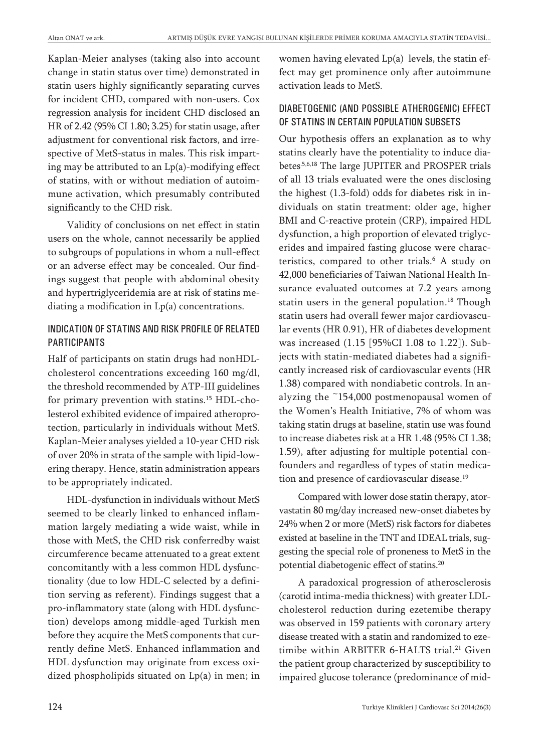Kaplan-Meier analyses (taking also into account change in statin status over time) demonstrated in statin users highly significantly separating curves for incident CHD, compared with non-users. Cox regression analysis for incident CHD disclosed an HR of 2.42 (95% CI 1.80; 3.25) for statin usage, after adjustment for conventional risk factors, and irrespective of MetS-status in males. This risk imparting may be attributed to an Lp(a)-modifying effect of statins, with or without mediation of autoimmune activation, which presumably contributed significantly to the CHD risk.

Validity of conclusions on net effect in statin users on the whole, cannot necessarily be applied to subgroups of populations in whom a null-effect or an adverse effect may be concealed. Our findings suggest that people with abdominal obesity and hypertriglyceridemia are at risk of statins mediating a modification in Lp(a) concentrations.

## INDICATION OF STATINS AND RISK PROFILE OF RELATED PARTICIPANTS

Half of participants on statin drugs had nonHDL-cholesterol concentrations exceeding 160 mg/dl, the threshold recommended by ATP-III guidelines for primary prevention with statins.[15] HDL-cholesterol exhibited evidence of impaired atheroprotection, particularly in individuals without MetS. Kaplan-Meier analyses yielded a 10-year CHD risk of over 20% in strata of the sample with lipid-lowering therapy. Hence, statin administration appears to be appropriately indicated.

HDL-dysfunction in individuals without MetS seemed to be clearly linked to enhanced inflammation largely mediating a wide waist, while in those with MetS, the CHD risk conferredby waist circumference became attenuated to a great extent concomitantly with a less common HDL dysfunctionality (due to low HDL-C selected by a definition serving as referent). Findings suggest that a pro-inflammatory state (along with HDL dysfunction) develops among middle-aged Turkish men before they acquire the MetS components that currently define MetS. Enhanced inflammation and HDL dysfunction may originate from excess oxidized phospholipids situated on Lp(a) in men; in women having elevated Lp(a) levels, the statin effect may get prominence only after autoimmune activation leads to MetS.

## DIABETOGENIC (AND POSSIBLE ATHEROGENIC) EFFECT OF STATINS IN CERTAIN POPULATION SUBSETS

Our hypothesis offers an explanation as to why statins clearly have the potentiality to induce diabetes.[5,6,18] The large JUPITER and PROSPER trials of all 13 trials evaluated were the ones disclosing the highest (1.3-fold) odds for diabetes risk in individuals on statin treatment: older age, higher BMI and C-reactive protein (CRP), impaired HDL dysfunction, a high proportion of elevated triglycerides and impaired fasting glucose were characteristics, compared to other trials.[6] A study on 42,000 beneficiaries of Taiwan National Health Insurance evaluated outcomes at 7.2 years among statin users in the general population.[18] Though statin users had overall fewer major cardiovascular events (HR 0.91), HR of diabetes development was increased (1.15 [95%CI 1.08 to 1.22]). Subjects with statin-mediated diabetes had a significantly increased risk of cardiovascular events (HR 1.38) compared with nondiabetic controls. In analyzing the ~154,000 postmenopausal women of the Women's Health Initiative, 7% of whom was taking statin drugs at baseline, statin use was found to increase diabetes risk at a HR 1.48 (95% CI 1.38; 1.59), after adjusting for multiple potential confounders and regardless of types of statin medication and presence of cardiovascular disease.[19]

Compared with lower dose statin therapy, atorvastatin 80 mg/day increased new-onset diabetes by 24% when 2 or more (MetS) risk factors for diabetes existed at baseline in the TNT and IDEAL trials, suggesting the special role of proneness to MetS in the potential diabetogenic effect of statins.[20]

A paradoxical progression of atherosclerosis (carotid intima-media thickness) with greater LDL-cholesterol reduction during ezetemibe therapy was observed in 159 patients with coronary artery disease treated with a statin and randomized to ezetimibe within ARBITER 6-HALTS trial.[21] Given the patient group characterized by susceptibility to impaired glucose tolerance (predominance of mid-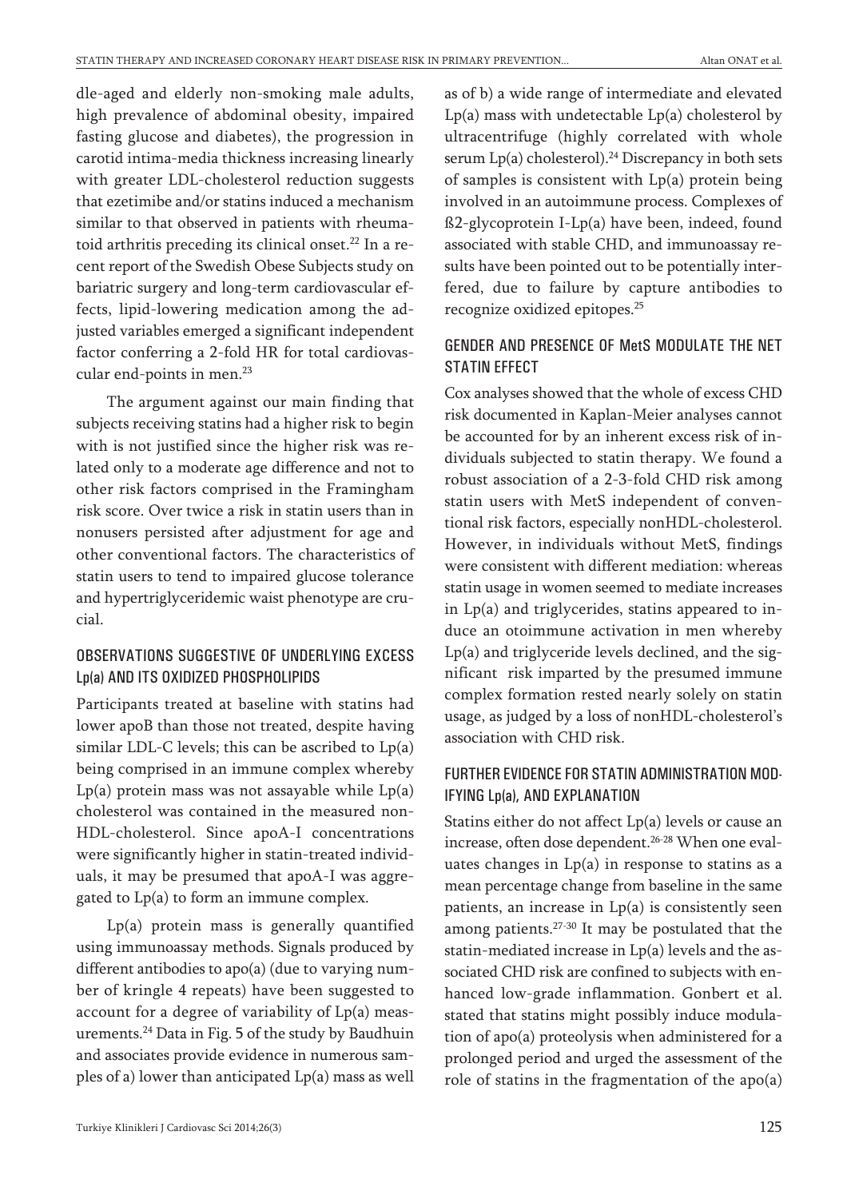dle-aged and elderly non-smoking male adults, high prevalence of abdominal obesity, impaired fasting glucose and diabetes), the progression in carotid intima-media thickness increasing linearly with greater LDL-cholesterol reduction suggests that ezetimibe and/or statins induced a mechanism similar to that observed in patients with rheumatoid arthritis preceding its clinical onset.[22] In a recent report of the Swedish Obese Subjects study on bariatric surgery and long-term cardiovascular effects, lipid-lowering medication among the adjusted variables emerged a significant independent factor conferring a 2-fold HR for total cardiovascular end-points in men.[23]

The argument against our main finding that subjects receiving statins had a higher risk to begin with is not justified since the higher risk was related only to a moderate age difference and not to other risk factors comprised in the Framingham risk score. Over twice a risk in statin users than in nonusers persisted after adjustment for age and other conventional factors. The characteristics of statin users to tend to impaired glucose tolerance and hypertriglyceridemic waist phenotype are crucial.

## OBSERVATIONS SUGGESTIVE OF UNDERLYING EXCESS Lp(a) AND ITS OXIDIZED PHOSPHOLIPIDS

Participants treated at baseline with statins had lower apoB than those not treated, despite having similar LDL-C levels; this can be ascribed to Lp(a) being comprised in an immune complex whereby Lp(a) protein mass was not assayable while Lp(a) cholesterol was contained in the measured non-HDL-cholesterol. Since apoA-I concentrations were significantly higher in statin-treated individuals, it may be presumed that apoA-I was aggregated to Lp(a) to form an immune complex.

Lp(a) protein mass is generally quantified using immunoassay methods. Signals produced by different antibodies to apo(a) (due to varying number of kringle 4 repeats) have been suggested to account for a degree of variability of Lp(a) measurements.[24] Data in Fig. 5 of the study by Baudhuin and associates provide evidence in numerous samples of a) lower than anticipated Lp(a) mass as well as of b) a wide range of intermediate and elevated Lp(a) mass with undetectable Lp(a) cholesterol by ultracentrifuge (highly correlated with whole serum Lp(a) cholesterol).[24] Discrepancy in both sets of samples is consistent with Lp(a) protein being involved in an autoimmune process. Complexes of ß2-glycoprotein I-Lp(a) have been, indeed, found associated with stable CHD, and immunoassay results have been pointed out to be potentially interfered, due to failure by capture antibodies to recognize oxidized epitopes.[25]

## GENDER AND PRESENCE OF MetS MODULATE THE NET STATIN EFFECT

Cox analyses showed that the whole of excess CHD risk documented in Kaplan-Meier analyses cannot be accounted for by an inherent excess risk of individuals subjected to statin therapy. We found a robust association of a 2-3-fold CHD risk among statin users with MetS independent of conventional risk factors, especially nonHDL-cholesterol. However, in individuals without MetS, findings were consistent with different mediation: whereas statin usage in women seemed to mediate increases in Lp(a) and triglycerides, statins appeared to induce an otoimmune activation in men whereby Lp(a) and triglyceride levels declined, and the significant risk imparted by the presumed immune complex formation rested nearly solely on statin usage, as judged by a loss of nonHDL-cholesterol's association with CHD risk.

## FURTHER EVIDENCE FOR STATIN ADMINISTRATION MODIFYING Lp(a), AND EXPLANATION

Statins either do not affect Lp(a) levels or cause an increase, often dose dependent.[26-28] When one evaluates changes in Lp(a) in response to statins as a mean percentage change from baseline in the same patients, an increase in Lp(a) is consistently seen among patients.[27-30] It may be postulated that the statin-mediated increase in Lp(a) levels and the associated CHD risk are confined to subjects with enhanced low-grade inflammation. Gonbert et al. stated that statins might possibly induce modulation of apo(a) proteolysis when administered for a prolonged period and urged the assessment of the role of statins in the fragmentation of the apo(a)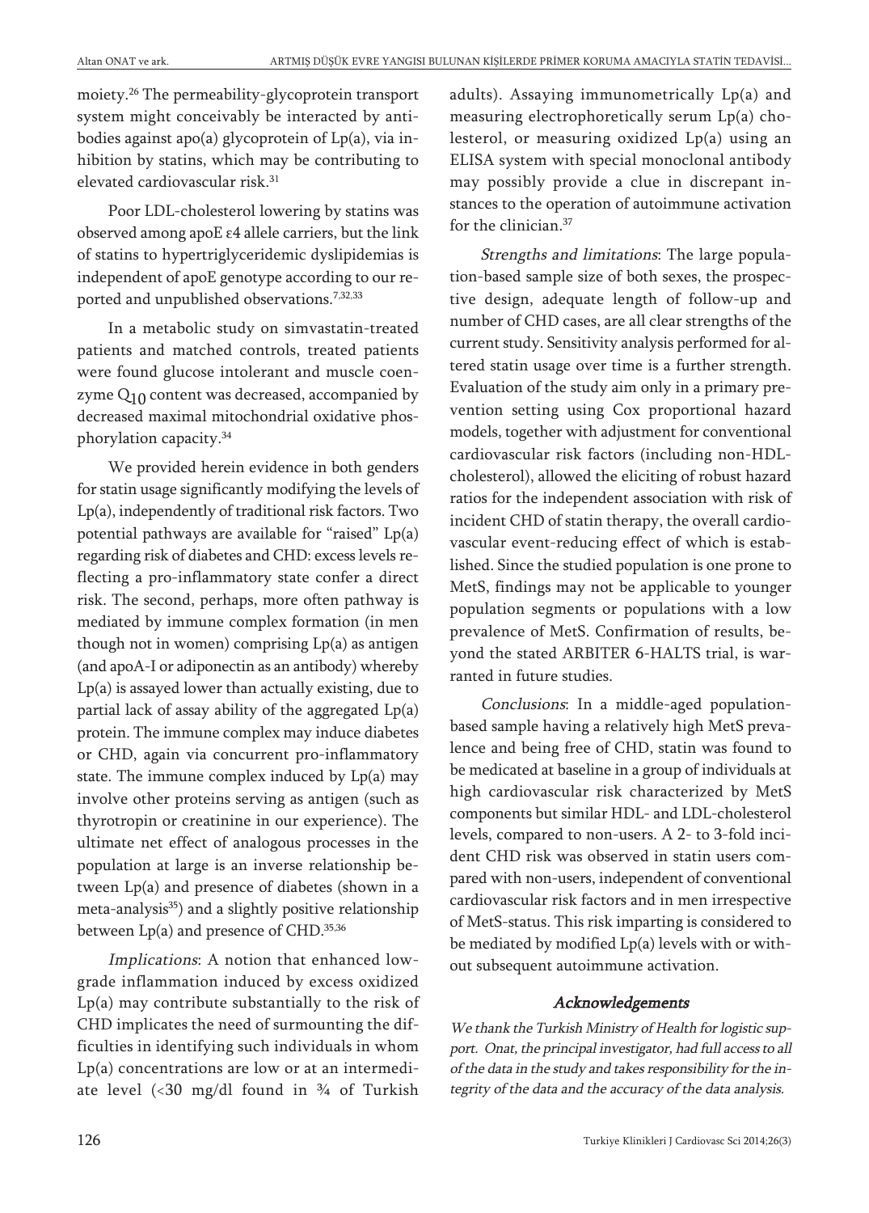moiety.[26] The permeability-glycoprotein transport system might conceivably be interacted by antibodies against apo(a) glycoprotein of Lp(a), via inhibition by statins, which may be contributing to elevated cardiovascular risk.[31]

Poor LDL-cholesterol lowering by statins was observed among apoE ε4 allele carriers, but the link of statins to hypertriglyceridemic dyslipidemias is independent of apoE genotype according to our reported and unpublished observations.[7,32,33]

In a metabolic study on simvastatin-treated patients and matched controls, treated patients were found glucose intolerant and muscle coenzyme $Q_{10}$ content was decreased, accompanied by decreased maximal mitochondrial oxidative phosphorylation capacity.[34]

We provided herein evidence in both genders for statin usage significantly modifying the levels of Lp(a), independently of traditional risk factors. Two potential pathways are available for "raised" Lp(a) regarding risk of diabetes and CHD: excess levels reflecting a pro-inflammatory state confer a direct risk. The second, perhaps, more often pathway is mediated by immune complex formation (in men though not in women) comprising Lp(a) as antigen (and apoA-I or adiponectin as an antibody) whereby Lp(a) is assayed lower than actually existing, due to partial lack of assay ability of the aggregated Lp(a) protein. The immune complex may induce diabetes or CHD, again via concurrent pro-inflammatory state. The immune complex induced by Lp(a) may involve other proteins serving as antigen (such as thyrotropin or creatinine in our experience). The ultimate net effect of analogous processes in the population at large is an inverse relationship between Lp(a) and presence of diabetes (shown in a meta-analysis[35]) and a slightly positive relationship between Lp(a) and presence of CHD.[35,36]

*Implications*: A notion that enhanced low-grade inflammation induced by excess oxidized Lp(a) may contribute substantially to the risk of CHD implicates the need of surmounting the difficulties in identifying such individuals in whom Lp(a) concentrations are low or at an intermediate level (<30 mg/dl found in ¾ of Turkish adults). Assaying immunometrically Lp(a) and measuring electrophoretically serum Lp(a) cholesterol, or measuring oxidized Lp(a) using an ELISA system with special monoclonal antibody may possibly provide a clue in discrepant instances to the operation of autoimmune activation for the clinician.[37]

*Strengths and limitations*: The large population-based sample size of both sexes, the prospective design, adequate length of follow-up and number of CHD cases, are all clear strengths of the current study. Sensitivity analysis performed for altered statin usage over time is a further strength. Evaluation of the study aim only in a primary prevention setting using Cox proportional hazard models, together with adjustment for conventional cardiovascular risk factors (including non-HDL-cholesterol), allowed the eliciting of robust hazard ratios for the independent association with risk of incident CHD of statin therapy, the overall cardiovascular event-reducing effect of which is established. Since the studied population is one prone to MetS, findings may not be applicable to younger population segments or populations with a low prevalence of MetS. Confirmation of results, beyond the stated ARBITER 6-HALTS trial, is warranted in future studies.

*Conclusions*: In a middle-aged population-based sample having a relatively high MetS prevalence and being free of CHD, statin was found to be medicated at baseline in a group of individuals at high cardiovascular risk characterized by MetS components but similar HDL- and LDL-cholesterol levels, compared to non-users. A 2- to 3-fold incident CHD risk was observed in statin users compared with non-users, independent of conventional cardiovascular risk factors and in men irrespective of MetS-status. This risk imparting is considered to be mediated by modified Lp(a) levels with or without subsequent autoimmune activation.

### Acknowledgements

*We thank the Turkish Ministry of Health for logistic support. Onat, the principal investigator, had full access to all of the data in the study and takes responsibility for the integrity of the data and the accuracy of the data analysis.*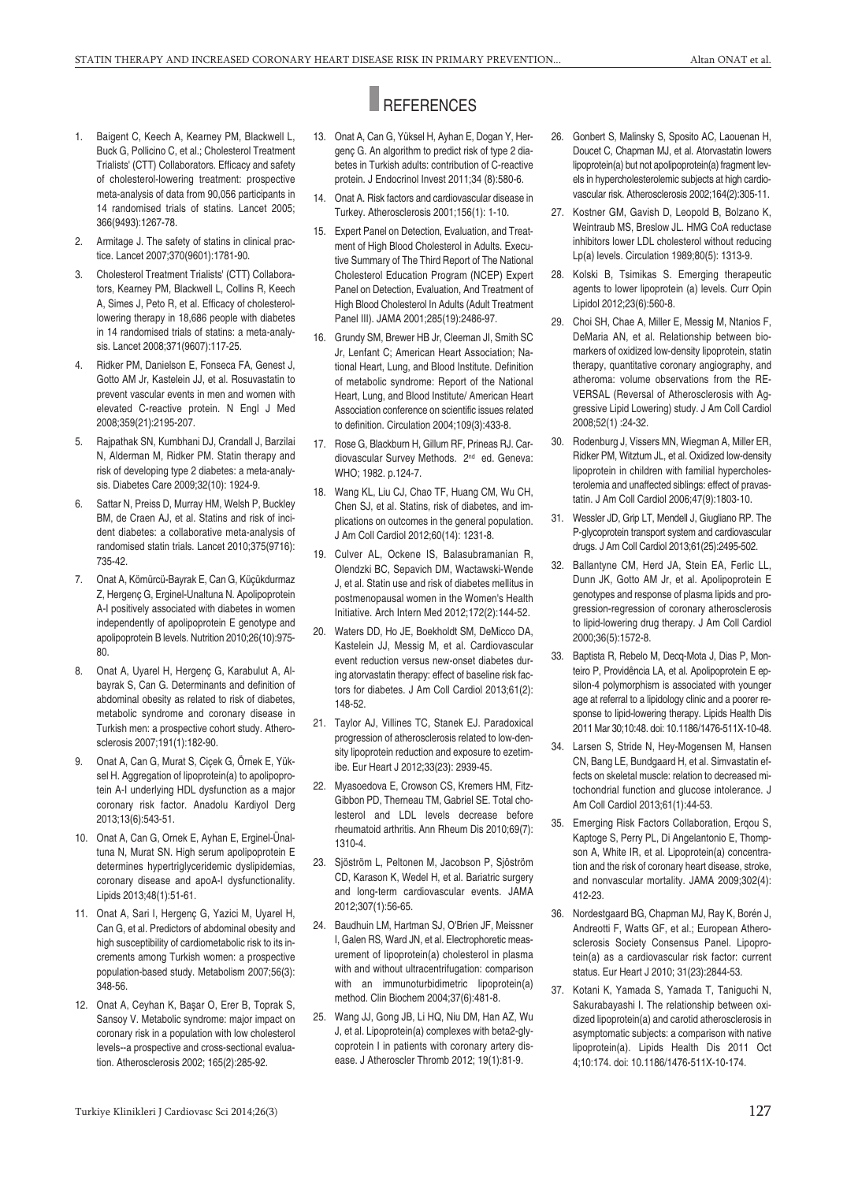# REFERENCES

1. Baigent C, Keech A, Kearney PM, Blackwell L, Buck G, Pollicino C, et al.; Cholesterol Treatment Trialists' (CTT) Collaborators. Efficacy and safety of cholesterol-lowering treatment: prospective meta-analysis of data from 90,056 participants in 14 randomised trials of statins. Lancet 2005; 366(9493):1267-78.

2. Armitage J. The safety of statins in clinical practice. Lancet 2007;370(9601):1781-90.

3. Cholesterol Treatment Trialists' (CTT) Collaborators, Kearney PM, Blackwell L, Collins R, Keech A, Simes J, Peto R, et al. Efficacy of cholesterol-lowering therapy in 18,686 people with diabetes in 14 randomised trials of statins: a meta-analysis. Lancet 2008;371(9607):117-25.

4. Ridker PM, Danielson E, Fonseca FA, Genest J, Gotto AM Jr, Kastelein JJ, et al. Rosuvastatin to prevent vascular events in men and women with elevated C-reactive protein. N Engl J Med 2008;359(21):2195-207.

5. Rajpathak SN, Kumbhani DJ, Crandall J, Barzilai N, Alderman M, Ridker PM. Statin therapy and risk of developing type 2 diabetes: a meta-analysis. Diabetes Care 2009;32(10): 1924-9.

6. Sattar N, Preiss D, Murray HM, Welsh P, Buckley BM, de Craen AJ, et al. Statins and risk of incident diabetes: a collaborative meta-analysis of randomised statin trials. Lancet 2010;375(9716): 735-42.

7. Onat A, Kömürcü-Bayrak E, Can G, Küçükdurmaz Z, Hergenç G, Erginel-Unaltuna N. Apolipoprotein A-I positively associated with diabetes in women independently of apolipoprotein E genotype and apolipoprotein B levels. Nutrition 2010;26(10):975-80.

8. Onat A, Uyarel H, Hergenç G, Karabulut A, Albayrak S, Can G. Determinants and definition of abdominal obesity as related to risk of diabetes, metabolic syndrome and coronary disease in Turkish men: a prospective cohort study. Atherosclerosis 2007;191(1):182-90.

9. Onat A, Can G, Murat S, Çiçek G, Örnek E, Yüksel H. Aggregation of lipoprotein(a) to apolipoprotein A-I underlying HDL dysfunction as a major coronary risk factor. Anadolu Kardiyol Derg 2013;13(6):543-51.

10. Onat A, Can G, Ornek E, Ayhan E, Erginel-Ünaltuna N, Murat SN. High serum apolipoprotein E determines hypertriglyceridemic dyslipidemias, coronary disease and apoA-I dysfunctionality. Lipids 2013;48(1):51-61.

11. Onat A, Sari I, Hergenç G, Yazici M, Uyarel H, Can G, et al. Predictors of abdominal obesity and high susceptibility of cardiometabolic risk to its increments among Turkish women: a prospective population-based study. Metabolism 2007;56(3): 348-56.

12. Onat A, Ceyhan K, Başar O, Erer B, Toprak S, Sansoy V. Metabolic syndrome: major impact on coronary risk in a population with low cholesterol levels--a prospective and cross-sectional evaluation. Atherosclerosis 2002; 165(2):285-92.

13. Onat A, Can G, Yüksel H, Ayhan E, Dogan Y, Hergenç G. An algorithm to predict risk of type 2 diabetes in Turkish adults: contribution of C-reactive protein. J Endocrinol Invest 2011;34 (8):580-6.

14. Onat A. Risk factors and cardiovascular disease in Turkey. Atherosclerosis 2001;156(1): 1-10.

15. Expert Panel on Detection, Evaluation, and Treatment of High Blood Cholesterol in Adults. Executive Summary of The Third Report of The National Cholesterol Education Program (NCEP) Expert Panel on Detection, Evaluation, And Treatment of High Blood Cholesterol In Adults (Adult Treatment Panel III). JAMA 2001;285(19):2486-97.

16. Grundy SM, Brewer HB Jr, Cleeman JI, Smith SC Jr, Lenfant C; American Heart Association; National Heart, Lung, and Blood Institute. Definition of metabolic syndrome: Report of the National Heart, Lung, and Blood Institute/ American Heart Association conference on scientific issues related to definition. Circulation 2004;109(3):433-8.

17. Rose G, Blackburn H, Gillum RF, Prineas RJ. Cardiovascular Survey Methods. 2nd ed. Geneva: WHO; 1982. p.124-7.

18. Wang KL, Liu CJ, Chao TF, Huang CM, Wu CH, Chen SJ, et al. Statins, risk of diabetes, and implications on outcomes in the general population. J Am Coll Cardiol 2012;60(14): 1231-8.

19. Culver AL, Ockene IS, Balasubramanian R, Olendzki BC, Sepavich DM, Wactawski-Wende J, et al. Statin use and risk of diabetes mellitus in postmenopausal women in the Women's Health Initiative. Arch Intern Med 2012;172(2):144-52.

20. Waters DD, Ho JE, Boekholdt SM, DeMicco DA, Kastelein JJ, Messig M, et al. Cardiovascular event reduction versus new-onset diabetes during atorvastatin therapy: effect of baseline risk factors for diabetes. J Am Coll Cardiol 2013;61(2): 148-52.

21. Taylor AJ, Villines TC, Stanek EJ. Paradoxical progression of atherosclerosis related to low-density lipoprotein reduction and exposure to ezetimibe. Eur Heart J 2012;33(23): 2939-45.

22. Myasoedova E, Crowson CS, Kremers HM, Fitz-Gibbon PD, Therneau TM, Gabriel SE. Total cholesterol and LDL levels decrease before rheumatoid arthritis. Ann Rheum Dis 2010;69(7): 1310-4.

23. Sjöström L, Peltonen M, Jacobson P, Sjöström CD, Karason K, Wedel H, et al. Bariatric surgery and long-term cardiovascular events. JAMA 2012;307(1):56-65.

24. Baudhuin LM, Hartman SJ, O'Brien JF, Meissner I, Galen RS, Ward JN, et al. Electrophoretic measurement of lipoprotein(a) cholesterol in plasma with and without ultracentrifugation: comparison with an immunoturbidimetric lipoprotein(a) method. Clin Biochem 2004;37(6):481-8.

25. Wang JJ, Gong JB, Li HQ, Niu DM, Han AZ, Wu J, et al. Lipoprotein(a) complexes with beta2-glycoprotein I in patients with coronary artery disease. J Atheroscler Thromb 2012; 19(1):81-9.

26. Gonbert S, Malinsky S, Sposito AC, Laouenan H, Doucet C, Chapman MJ, et al. Atorvastatin lowers lipoprotein(a) but not apolipoprotein(a) fragment levels in hypercholesterolemic subjects at high cardiovascular risk. Atherosclerosis 2002;164(2):305-11.

27. Kostner GM, Gavish D, Leopold B, Bolzano K, Weintraub MS, Breslow JL. HMG CoA reductase inhibitors lower LDL cholesterol without reducing Lp(a) levels. Circulation 1989;80(5): 1313-9.

28. Kolski B, Tsimikas S. Emerging therapeutic agents to lower lipoprotein (a) levels. Curr Opin Lipidol 2012;23(6):560-8.

29. Choi SH, Chae A, Miller E, Messig M, Ntanios F, DeMaria AN, et al. Relationship between biomarkers of oxidized low-density lipoprotein, statin therapy, quantitative coronary angiography, and atheroma: volume observations from the REVERSAL (Reversal of Atherosclerosis with Aggressive Lipid Lowering) study. J Am Coll Cardiol 2008;52(1) :24-32.

30. Rodenburg J, Vissers MN, Wiegman A, Miller ER, Ridker PM, Witztum JL, et al. Oxidized low-density lipoprotein in children with familial hypercholesterolemia and unaffected siblings: effect of pravastatin. J Am Coll Cardiol 2006;47(9):1803-10.

31. Wessler JD, Grip LT, Mendell J, Giugliano RP. The P-glycoprotein transport system and cardiovascular drugs. J Am Coll Cardiol 2013;61(25):2495-502.

32. Ballantyne CM, Herd JA, Stein EA, Ferlic LL, Dunn JK, Gotto AM Jr, et al. Apolipoprotein E genotypes and response of plasma lipids and progression-regression of coronary atherosclerosis to lipid-lowering drug therapy. J Am Coll Cardiol 2000;36(5):1572-8.

33. Baptista R, Rebelo M, Decq-Mota J, Dias P, Monteiro P, Providência LA, et al. Apolipoprotein E epsilon-4 polymorphism is associated with younger age at referral to a lipidology clinic and a poorer response to lipid-lowering therapy. Lipids Health Dis 2011 Mar 30;10:48. doi: 10.1186/1476-511X-10-48.

34. Larsen S, Stride N, Hey-Mogensen M, Hansen CN, Bang LE, Bundgaard H, et al. Simvastatin effects on skeletal muscle: relation to decreased mitochondrial function and glucose intolerance. J Am Coll Cardiol 2013;61(1):44-53.

35. Emerging Risk Factors Collaboration, Erqou S, Kaptoge S, Perry PL, Di Angelantonio E, Thompson A, White IR, et al. Lipoprotein(a) concentration and the risk of coronary heart disease, stroke, and nonvascular mortality. JAMA 2009;302(4): 412-23.

36. Nordestgaard BG, Chapman MJ, Ray K, Borén J, Andreotti F, Watts GF, et al.; European Atherosclerosis Society Consensus Panel. Lipoprotein(a) as a cardiovascular risk factor: current status. Eur Heart J 2010; 31(23):2844-53.

37. Kotani K, Yamada S, Yamada T, Taniguchi N, Sakurabayashi I. The relationship between oxidized lipoprotein(a) and carotid atherosclerosis in asymptomatic subjects: a comparison with native lipoprotein(a). Lipids Health Dis 2011 Oct 4;10:174. doi: 10.1186/1476-511X-10-174.